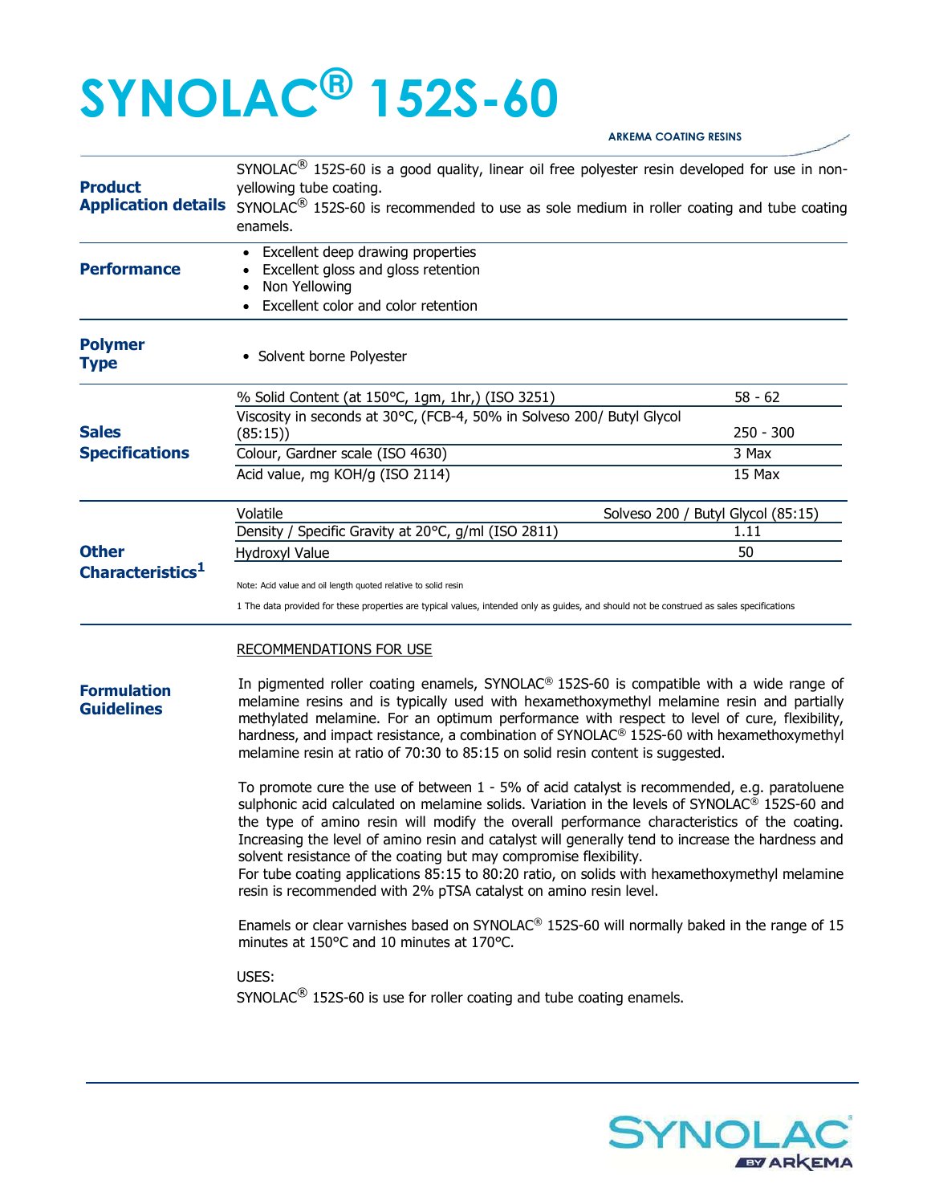# SYNOLAC® 152S-60

ARKEMA COATING RESINS

## Product Application details

SYNOLAC® 152S-60 is a good quality, linear oil free polyester resin developed for use in non-yellowing tube coating.

SYNOLAC® 152S-60 is recommended to use as sole medium in roller coating and tube coating enamels.

## Performance

- Excellent deep drawing properties
- Excellent gloss and gloss retention
- Non Yellowing
- Excellent color and color retention

## Polymer Type

- Solvent borne Polyester

## Sales Specifications

| Property | Value |
|---|---|
| % Solid Content (at 150°C, 1gm, 1hr,) (ISO 3251) | 58 - 62 |
| Viscosity in seconds at 30°C, (FCB-4, 50% in Solveso 200/ Butyl Glycol (85:15)) | 250 - 300 |
| Colour, Gardner scale (ISO 4630) | 3 Max |
| Acid value, mg KOH/g (ISO 2114) | 15 Max |

## Other Characteristics[1]

| Property | Value |
|---|---|
| Volatile | Solveso 200 / Butyl Glycol (85:15) |
| Density / Specific Gravity at 20°C, g/ml (ISO 2811) | 1.11 |
| Hydroxyl Value | 50 |

Note: Acid value and oil length quoted relative to solid resin

1 The data provided for these properties are typical values, intended only as guides, and should not be construed as sales specifications

## Formulation Guidelines

RECOMMENDATIONS FOR USE

In pigmented roller coating enamels, SYNOLAC® 152S-60 is compatible with a wide range of melamine resins and is typically used with hexamethoxymethyl melamine resin and partially methylated melamine. For an optimum performance with respect to level of cure, flexibility, hardness, and impact resistance, a combination of SYNOLAC® 152S-60 with hexamethoxymethyl melamine resin at ratio of 70:30 to 85:15 on solid resin content is suggested.

To promote cure the use of between 1 - 5% of acid catalyst is recommended, e.g. paratoluene sulphonic acid calculated on melamine solids. Variation in the levels of SYNOLAC® 152S-60 and the type of amino resin will modify the overall performance characteristics of the coating. Increasing the level of amino resin and catalyst will generally tend to increase the hardness and solvent resistance of the coating but may compromise flexibility.
For tube coating applications 85:15 to 80:20 ratio, on solids with hexamethoxymethyl melamine resin is recommended with 2% pTSA catalyst on amino resin level.

Enamels or clear varnishes based on SYNOLAC® 152S-60 will normally baked in the range of 15 minutes at 150°C and 10 minutes at 170°C.

USES:
SYNOLAC® 152S-60 is use for roller coating and tube coating enamels.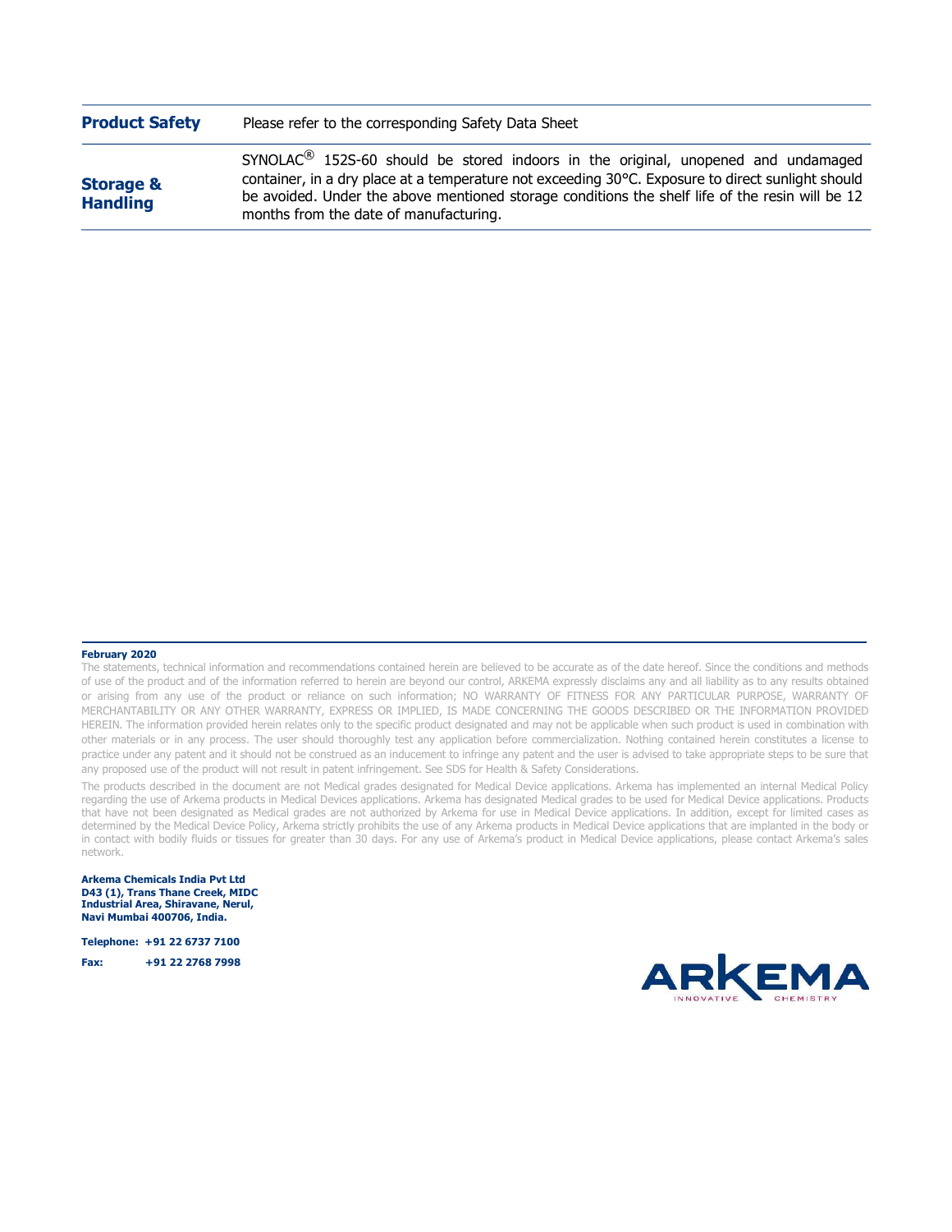| | |
|---|---|
| **Product Safety** | Please refer to the corresponding Safety Data Sheet |
| **Storage & Handling** | SYNOLAC® 152S-60 should be stored indoors in the original, unopened and undamaged container, in a dry place at a temperature not exceeding 30°C. Exposure to direct sunlight should be avoided. Under the above mentioned storage conditions the shelf life of the resin will be 12 months from the date of manufacturing. |

**February 2020**

The statements, technical information and recommendations contained herein are believed to be accurate as of the date hereof. Since the conditions and methods of use of the product and of the information referred to herein are beyond our control, ARKEMA expressly disclaims any and all liability as to any results obtained or arising from any use of the product or reliance on such information; NO WARRANTY OF FITNESS FOR ANY PARTICULAR PURPOSE, WARRANTY OF MERCHANTABILITY OR ANY OTHER WARRANTY, EXPRESS OR IMPLIED, IS MADE CONCERNING THE GOODS DESCRIBED OR THE INFORMATION PROVIDED HEREIN. The information provided herein relates only to the specific product designated and may not be applicable when such product is used in combination with other materials or in any process. The user should thoroughly test any application before commercialization. Nothing contained herein constitutes a license to practice under any patent and it should not be construed as an inducement to infringe any patent and the user is advised to take appropriate steps to be sure that any proposed use of the product will not result in patent infringement. See SDS for Health & Safety Considerations.

The products described in the document are not Medical grades designated for Medical Device applications. Arkema has implemented an internal Medical Policy regarding the use of Arkema products in Medical Devices applications. Arkema has designated Medical grades to be used for Medical Device applications. Products that have not been designated as Medical grades are not authorized by Arkema for use in Medical Device applications. In addition, except for limited cases as determined by the Medical Device Policy, Arkema strictly prohibits the use of any Arkema products in Medical Device applications that are implanted in the body or in contact with bodily fluids or tissues for greater than 30 days. For any use of Arkema's product in Medical Device applications, please contact Arkema's sales network.

**Arkema Chemicals India Pvt Ltd**
**D43 (1), Trans Thane Creek, MIDC**
**Industrial Area, Shiravane, Nerul,**
**Navi Mumbai 400706, India.**

**Telephone: +91 22 6737 7100**

**Fax: +91 22 2768 7998**

ARKEMA
INNOVATIVE CHEMISTRY